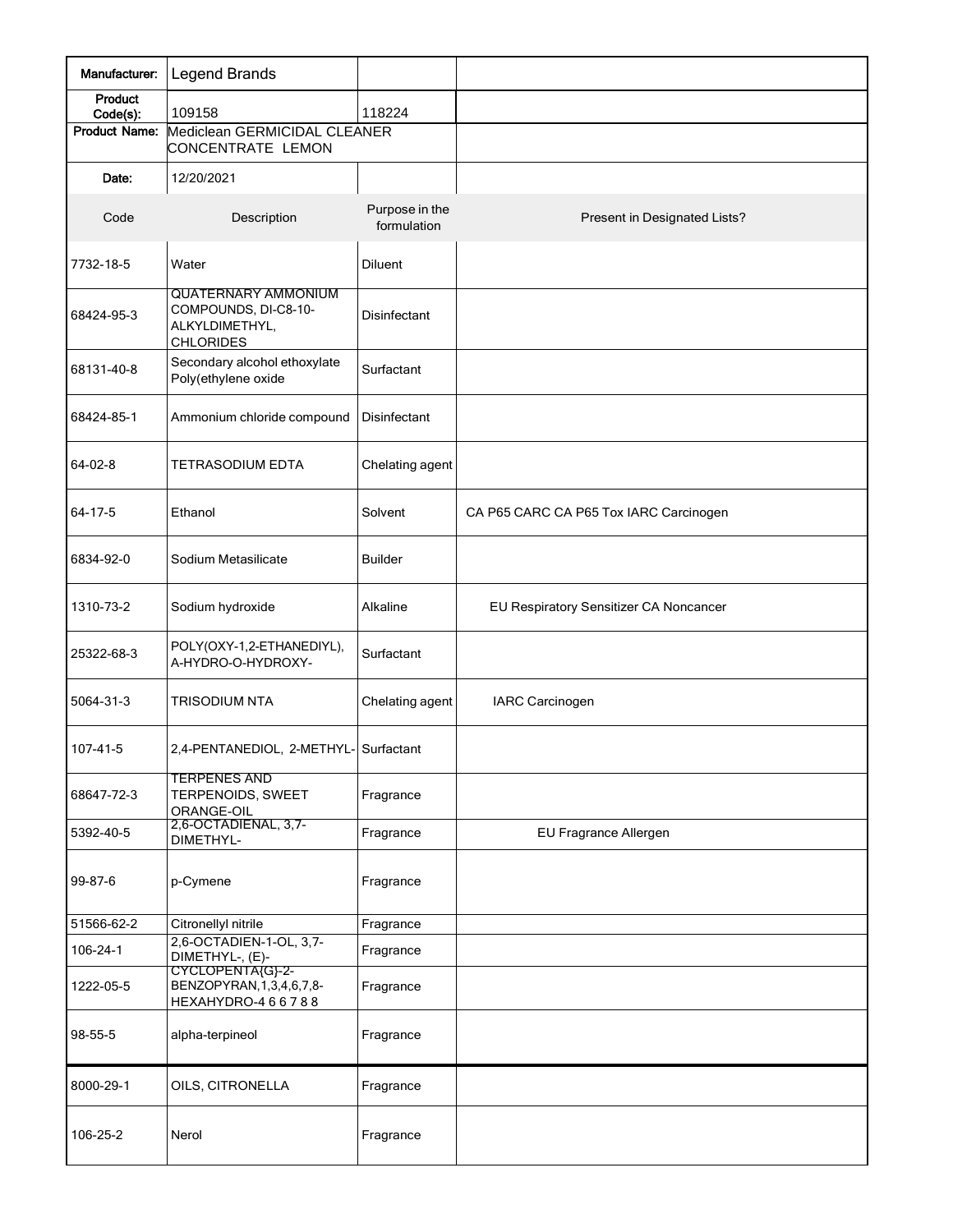| Manufacturer: | Legend Brands | | |
|---|---|---|---|
| Product Code(s): | 109158 | 118224 | |
| Product Name: | Mediclean GERMICIDAL CLEANER CONCENTRATE LEMON | | |
| Date: | 12/20/2021 | | |
| Code | Description | Purpose in the formulation | Present in Designated Lists? |
| 7732-18-5 | Water | Diluent | |
| 68424-95-3 | QUATERNARY AMMONIUM COMPOUNDS, DI-C8-10-ALKYLDIMETHYL, CHLORIDES | Disinfectant | |
| 68131-40-8 | Secondary alcohol ethoxylate Poly(ethylene oxide | Surfactant | |
| 68424-85-1 | Ammonium chloride compound | Disinfectant | |
| 64-02-8 | TETRASODIUM EDTA | Chelating agent | |
| 64-17-5 | Ethanol | Solvent | CA P65 CARC CA P65 Tox IARC Carcinogen |
| 6834-92-0 | Sodium Metasilicate | Builder | |
| 1310-73-2 | Sodium hydroxide | Alkaline | EU Respiratory Sensitizer CA Noncancer |
| 25322-68-3 | POLY(OXY-1,2-ETHANEDIYL), A-HYDRO-O-HYDROXY- | Surfactant | |
| 5064-31-3 | TRISODIUM NTA | Chelating agent | IARC Carcinogen |
| 107-41-5 | 2,4-PENTANEDIOL, 2-METHYL- | Surfactant | |
| 68647-72-3 | TERPENES AND TERPENOIDS, SWEET ORANGE-OIL | Fragrance | |
| 5392-40-5 | 2,6-OCTADIENAL, 3,7-DIMETHYL- | Fragrance | EU Fragrance Allergen |
| 99-87-6 | p-Cymene | Fragrance | |
| 51566-62-2 | Citronellyl nitrile | Fragrance | |
| 106-24-1 | 2,6-OCTADIEN-1-OL, 3,7-DIMETHYL-, (E)- | Fragrance | |
| 1222-05-5 | CYCLOPENTA{G}-2-BENZOPYRAN,1,3,4,6,7,8-HEXAHYDRO-4 6 6 7 8 8 | Fragrance | |
| 98-55-5 | alpha-terpineol | Fragrance | |
| 8000-29-1 | OILS, CITRONELLA | Fragrance | |
| 106-25-2 | Nerol | Fragrance | |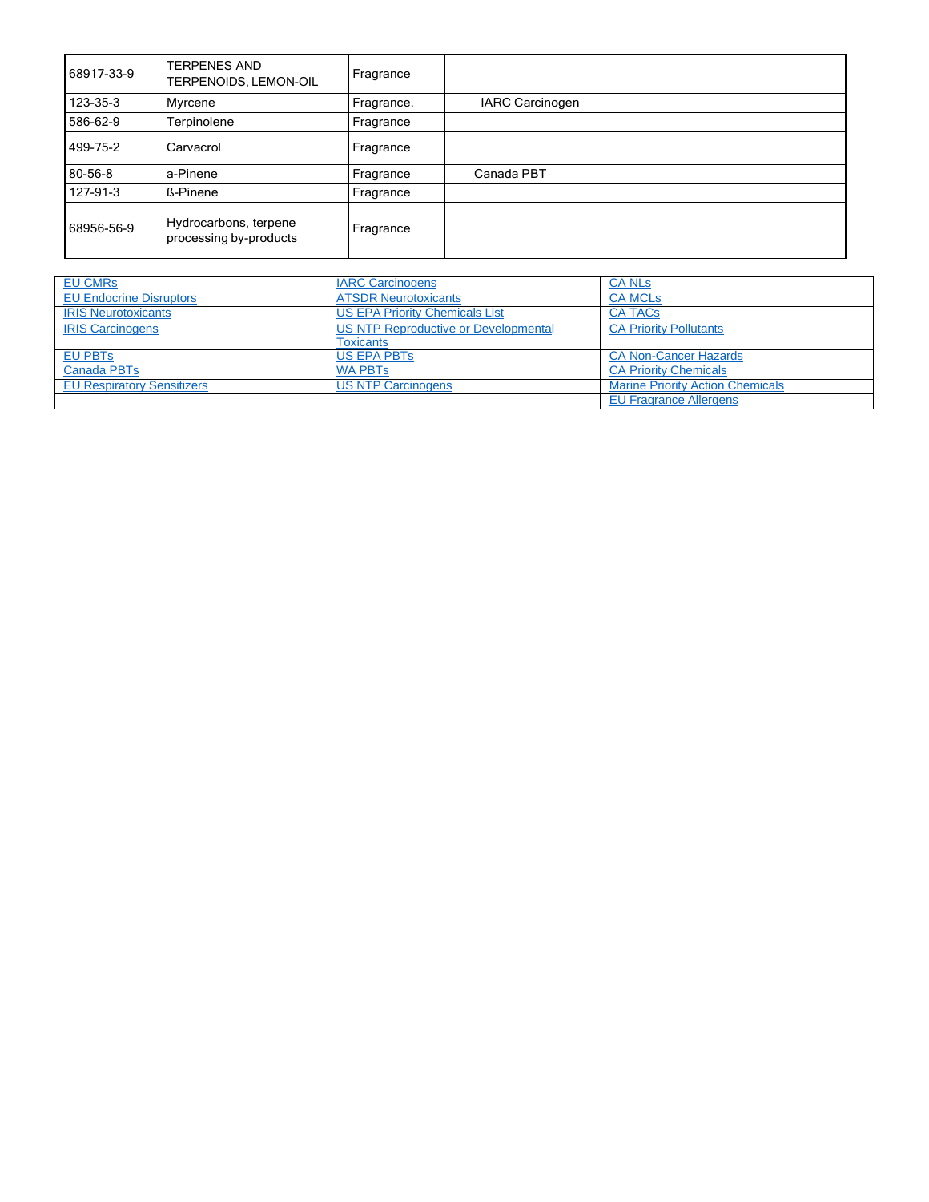| | | | |
|---|---|---|---|
| 68917-33-9 | TERPENES AND TERPENOIDS, LEMON-OIL | Fragrance | |
| 123-35-3 | Myrcene | Fragrance. | IARC Carcinogen |
| 586-62-9 | Terpinolene | Fragrance | |
| 499-75-2 | Carvacrol | Fragrance | |
| 80-56-8 | a-Pinene | Fragrance | Canada PBT |
| 127-91-3 | ß-Pinene | Fragrance | |
| 68956-56-9 | Hydrocarbons, terpene processing by-products | Fragrance | |

| | | |
|---|---|---|
| EU CMRs | IARC Carcinogens | CA NLs |
| EU Endocrine Disruptors | ATSDR Neurotoxicants | CA MCLs |
| IRIS Neurotoxicants | US EPA Priority Chemicals List | CA TACs |
| IRIS Carcinogens | US NTP Reproductive or Developmental Toxicants | CA Priority Pollutants |
| EU PBTs | US EPA PBTs | CA Non-Cancer Hazards |
| Canada PBTs | WA PBTs | CA Priority Chemicals |
| EU Respiratory Sensitizers | US NTP Carcinogens | Marine Priority Action Chemicals |
| | | EU Fragrance Allergens |